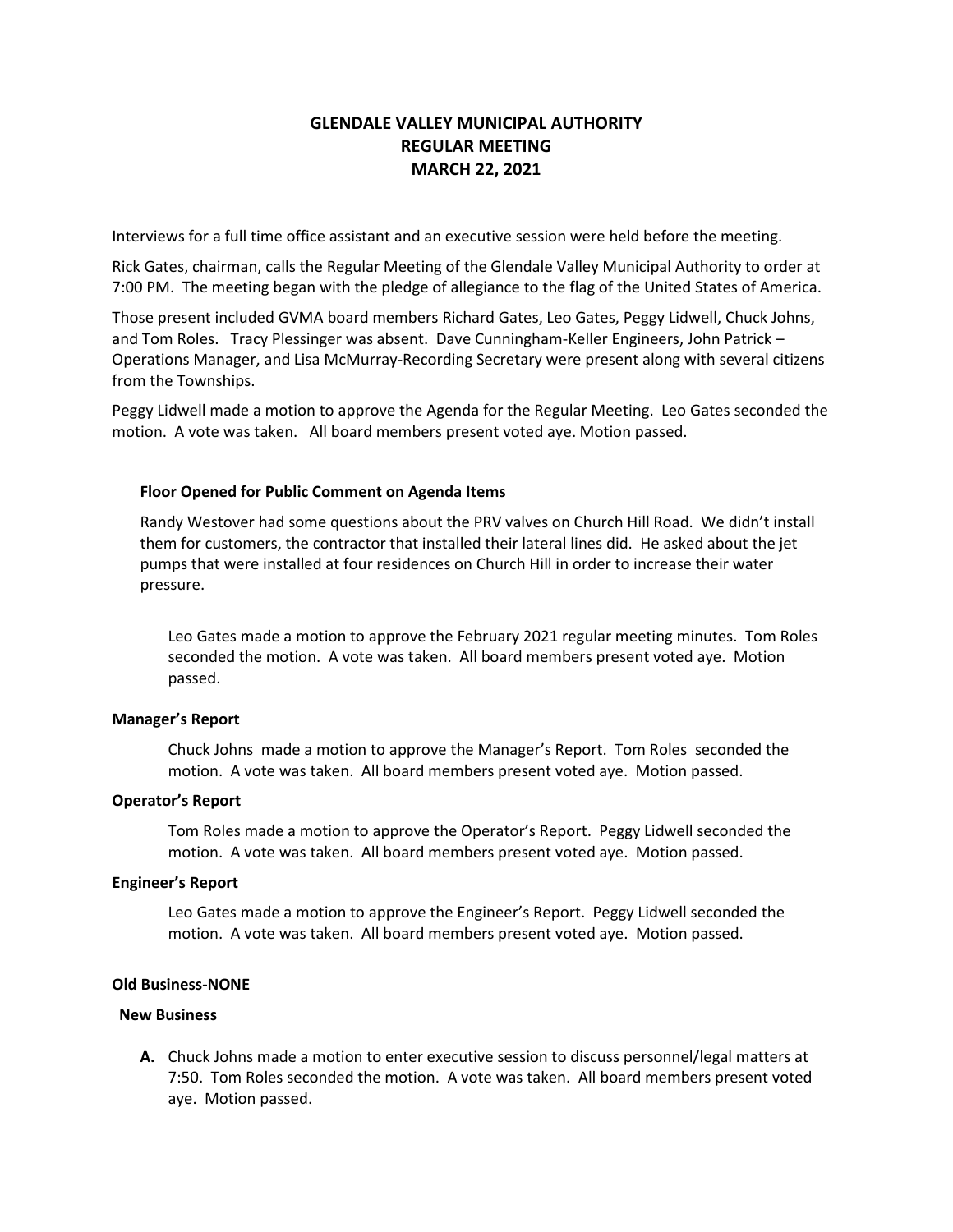# GLENDALE VALLEY MUNICIPAL AUTHORITY
## REGULAR MEETING
## MARCH 22, 2021

Interviews for a full time office assistant and an executive session were held before the meeting.

Rick Gates, chairman, calls the Regular Meeting of the Glendale Valley Municipal Authority to order at 7:00 PM. The meeting began with the pledge of allegiance to the flag of the United States of America.

Those present included GVMA board members Richard Gates, Leo Gates, Peggy Lidwell, Chuck Johns, and Tom Roles. Tracy Plessinger was absent. Dave Cunningham-Keller Engineers, John Patrick – Operations Manager, and Lisa McMurray-Recording Secretary were present along with several citizens from the Townships.

Peggy Lidwell made a motion to approve the Agenda for the Regular Meeting. Leo Gates seconded the motion. A vote was taken. All board members present voted aye. Motion passed.

**Floor Opened for Public Comment on Agenda Items**

Randy Westover had some questions about the PRV valves on Church Hill Road. We didn't install them for customers, the contractor that installed their lateral lines did. He asked about the jet pumps that were installed at four residences on Church Hill in order to increase their water pressure.

Leo Gates made a motion to approve the February 2021 regular meeting minutes. Tom Roles seconded the motion. A vote was taken. All board members present voted aye. Motion passed.

**Manager's Report**

Chuck Johns made a motion to approve the Manager's Report. Tom Roles seconded the motion. A vote was taken. All board members present voted aye. Motion passed.

**Operator's Report**

Tom Roles made a motion to approve the Operator's Report. Peggy Lidwell seconded the motion. A vote was taken. All board members present voted aye. Motion passed.

**Engineer's Report**

Leo Gates made a motion to approve the Engineer's Report. Peggy Lidwell seconded the motion. A vote was taken. All board members present voted aye. Motion passed.

**Old Business-NONE**

**New Business**

**A.** Chuck Johns made a motion to enter executive session to discuss personnel/legal matters at 7:50. Tom Roles seconded the motion. A vote was taken. All board members present voted aye. Motion passed.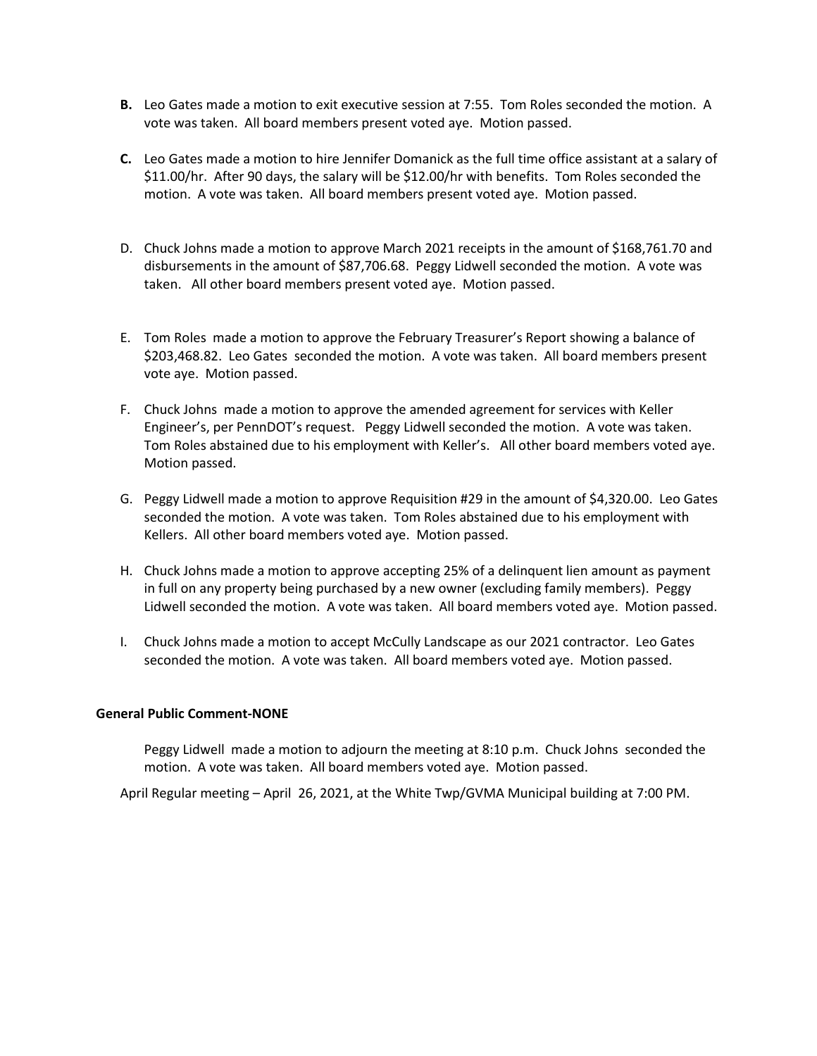**B.** Leo Gates made a motion to exit executive session at 7:55. Tom Roles seconded the motion. A vote was taken. All board members present voted aye. Motion passed.

**C.** Leo Gates made a motion to hire Jennifer Domanick as the full time office assistant at a salary of $11.00/hr. After 90 days, the salary will be $12.00/hr with benefits. Tom Roles seconded the motion. A vote was taken. All board members present voted aye. Motion passed.

D. Chuck Johns made a motion to approve March 2021 receipts in the amount of $168,761.70 and disbursements in the amount of $87,706.68. Peggy Lidwell seconded the motion. A vote was taken. All other board members present voted aye. Motion passed.

E. Tom Roles made a motion to approve the February Treasurer's Report showing a balance of $203,468.82. Leo Gates seconded the motion. A vote was taken. All board members present vote aye. Motion passed.

F. Chuck Johns made a motion to approve the amended agreement for services with Keller Engineer's, per PennDOT's request. Peggy Lidwell seconded the motion. A vote was taken. Tom Roles abstained due to his employment with Keller's. All other board members voted aye. Motion passed.

G. Peggy Lidwell made a motion to approve Requisition #29 in the amount of $4,320.00. Leo Gates seconded the motion. A vote was taken. Tom Roles abstained due to his employment with Kellers. All other board members voted aye. Motion passed.

H. Chuck Johns made a motion to approve accepting 25% of a delinquent lien amount as payment in full on any property being purchased by a new owner (excluding family members). Peggy Lidwell seconded the motion. A vote was taken. All board members voted aye. Motion passed.

I. Chuck Johns made a motion to accept McCully Landscape as our 2021 contractor. Leo Gates seconded the motion. A vote was taken. All board members voted aye. Motion passed.

**General Public Comment-NONE**

Peggy Lidwell made a motion to adjourn the meeting at 8:10 p.m. Chuck Johns seconded the motion. A vote was taken. All board members voted aye. Motion passed.

April Regular meeting – April 26, 2021, at the White Twp/GVMA Municipal building at 7:00 PM.